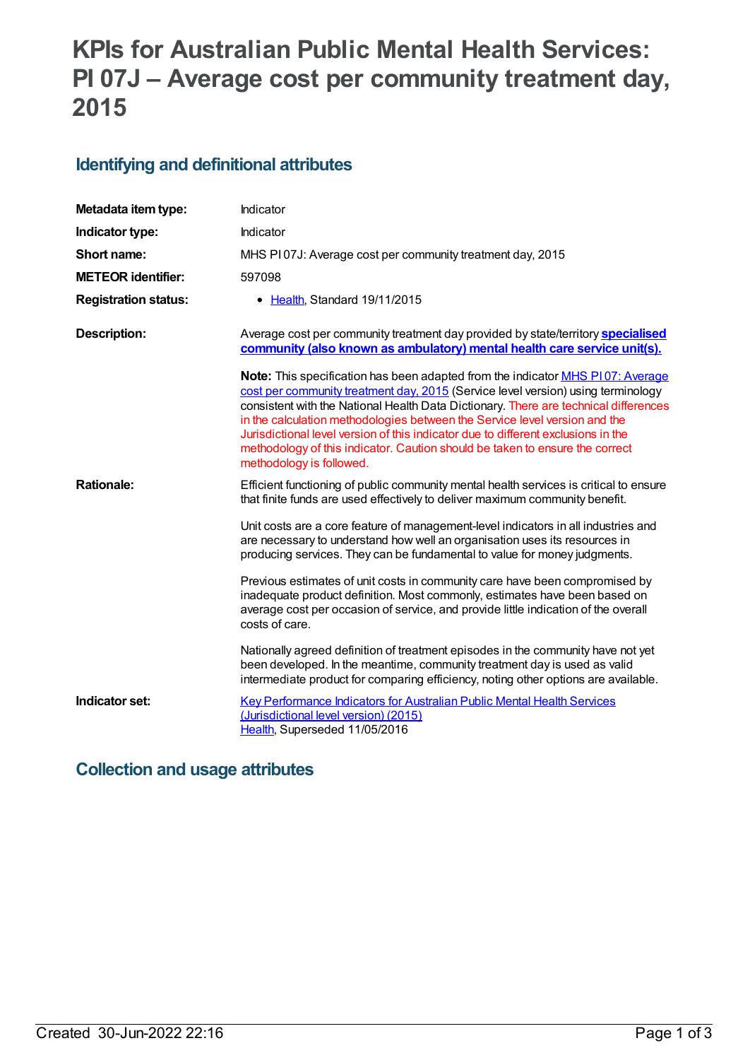# KPIs for Australian Public Mental Health Services: PI 07J – Average cost per community treatment day, 2015

## Identifying and definitional attributes

| | |
|---|---|
| **Metadata item type:** | Indicator |
| **Indicator type:** | Indicator |
| **Short name:** | MHS PI 07J: Average cost per community treatment day, 2015 |
| **METEOR identifier:** | 597098 |
| **Registration status:** | • Health, Standard 19/11/2015 |
| **Description:** | Average cost per community treatment day provided by state/territory **specialised community (also known as ambulatory) mental health care service unit(s).**<br><br>**Note:** This specification has been adapted from the indicator MHS PI 07: Average cost per community treatment day, 2015 (Service level version) using terminology consistent with the National Health Data Dictionary. There are technical differences in the calculation methodologies between the Service level version and the Jurisdictional level version of this indicator due to different exclusions in the methodology of this indicator. Caution should be taken to ensure the correct methodology is followed. |
| **Rationale:** | Efficient functioning of public community mental health services is critical to ensure that finite funds are used effectively to deliver maximum community benefit.<br><br>Unit costs are a core feature of management-level indicators in all industries and are necessary to understand how well an organisation uses its resources in producing services. They can be fundamental to value for money judgments.<br><br>Previous estimates of unit costs in community care have been compromised by inadequate product definition. Most commonly, estimates have been based on average cost per occasion of service, and provide little indication of the overall costs of care.<br><br>Nationally agreed definition of treatment episodes in the community have not yet been developed. In the meantime, community treatment day is used as valid intermediate product for comparing efficiency, noting other options are available. |
| **Indicator set:** | Key Performance Indicators for Australian Public Mental Health Services (Jurisdictional level version) (2015)<br>Health, Superseded 11/05/2016 |

## Collection and usage attributes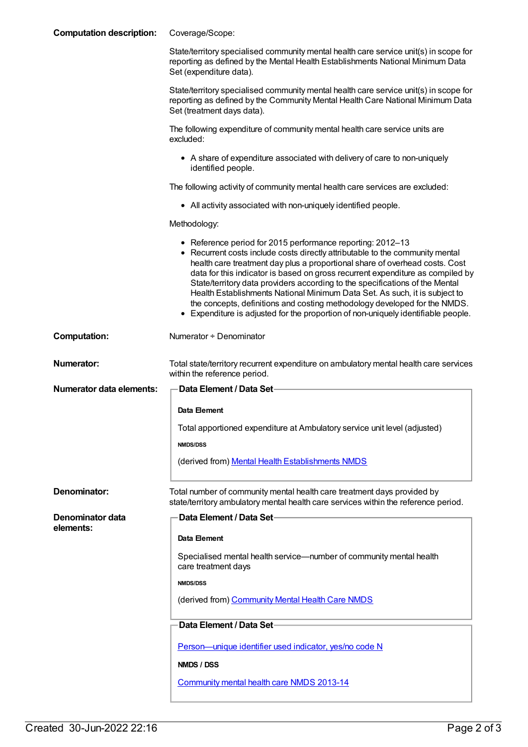**Computation description:**

Coverage/Scope:

State/territory specialised community mental health care service unit(s) in scope for reporting as defined by the Mental Health Establishments National Minimum Data Set (expenditure data).

State/territory specialised community mental health care service unit(s) in scope for reporting as defined by the Community Mental Health Care National Minimum Data Set (treatment days data).

The following expenditure of community mental health care service units are excluded:

- A share of expenditure associated with delivery of care to non-uniquely identified people.

The following activity of community mental health care services are excluded:

- All activity associated with non-uniquely identified people.

Methodology:

- Reference period for 2015 performance reporting: 2012–13
- Recurrent costs include costs directly attributable to the community mental health care treatment day plus a proportional share of overhead costs. Cost data for this indicator is based on gross recurrent expenditure as compiled by State/territory data providers according to the specifications of the Mental Health Establishments National Minimum Data Set. As such, it is subject to the concepts, definitions and costing methodology developed for the NMDS.
- Expenditure is adjusted for the proportion of non-uniquely identifiable people.

**Computation:**

Numerator ÷ Denominator

**Numerator:**

Total state/territory recurrent expenditure on ambulatory mental health care services within the reference period.

**Numerator data elements:**

**Data Element / Data Set**

**Data Element**

Total apportioned expenditure at Ambulatory service unit level (adjusted)

**NMDS/DSS**

(derived from) [Mental Health Establishments NMDS]

**Denominator:**

Total number of community mental health care treatment days provided by state/territory ambulatory mental health care services within the reference period.

**Denominator data elements:**

**Data Element / Data Set**

**Data Element**

Specialised mental health service—number of community mental health care treatment days

**NMDS/DSS**

(derived from) [Community Mental Health Care NMDS]

**Data Element / Data Set**

[Person—unique identifier used indicator, yes/no code N]

**NMDS / DSS**

[Community mental health care NMDS 2013-14]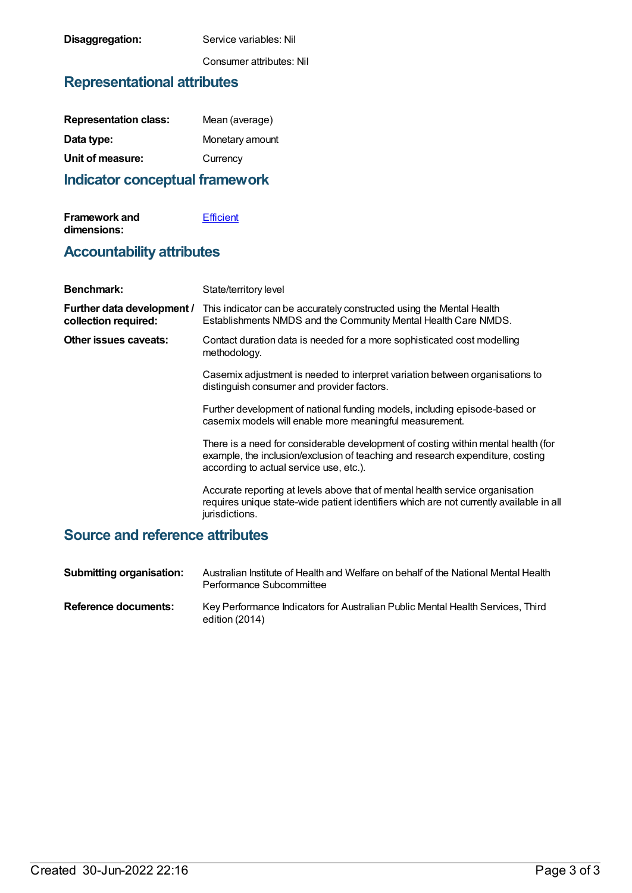**Disaggregation:** Service variables: Nil

Consumer attributes: Nil

## Representational attributes

| | |
|---|---|
| **Representation class:** | Mean (average) |
| **Data type:** | Monetary amount |
| **Unit of measure:** | Currency |

## Indicator conceptual framework

| | |
|---|---|
| **Framework and dimensions:** | Efficient |

## Accountability attributes

| | |
|---|---|
| **Benchmark:** | State/territory level |
| **Further data development / collection required:** | This indicator can be accurately constructed using the Mental Health Establishments NMDS and the Community Mental Health Care NMDS. |
| **Other issues caveats:** | Contact duration data is needed for a more sophisticated cost modelling methodology. |

Casemix adjustment is needed to interpret variation between organisations to distinguish consumer and provider factors.

Further development of national funding models, including episode-based or casemix models will enable more meaningful measurement.

There is a need for considerable development of costing within mental health (for example, the inclusion/exclusion of teaching and research expenditure, costing according to actual service use, etc.).

Accurate reporting at levels above that of mental health service organisation requires unique state-wide patient identifiers which are not currently available in all jurisdictions.

## Source and reference attributes

| | |
|---|---|
| **Submitting organisation:** | Australian Institute of Health and Welfare on behalf of the National Mental Health Performance Subcommittee |
| **Reference documents:** | Key Performance Indicators for Australian Public Mental Health Services, Third edition (2014) |